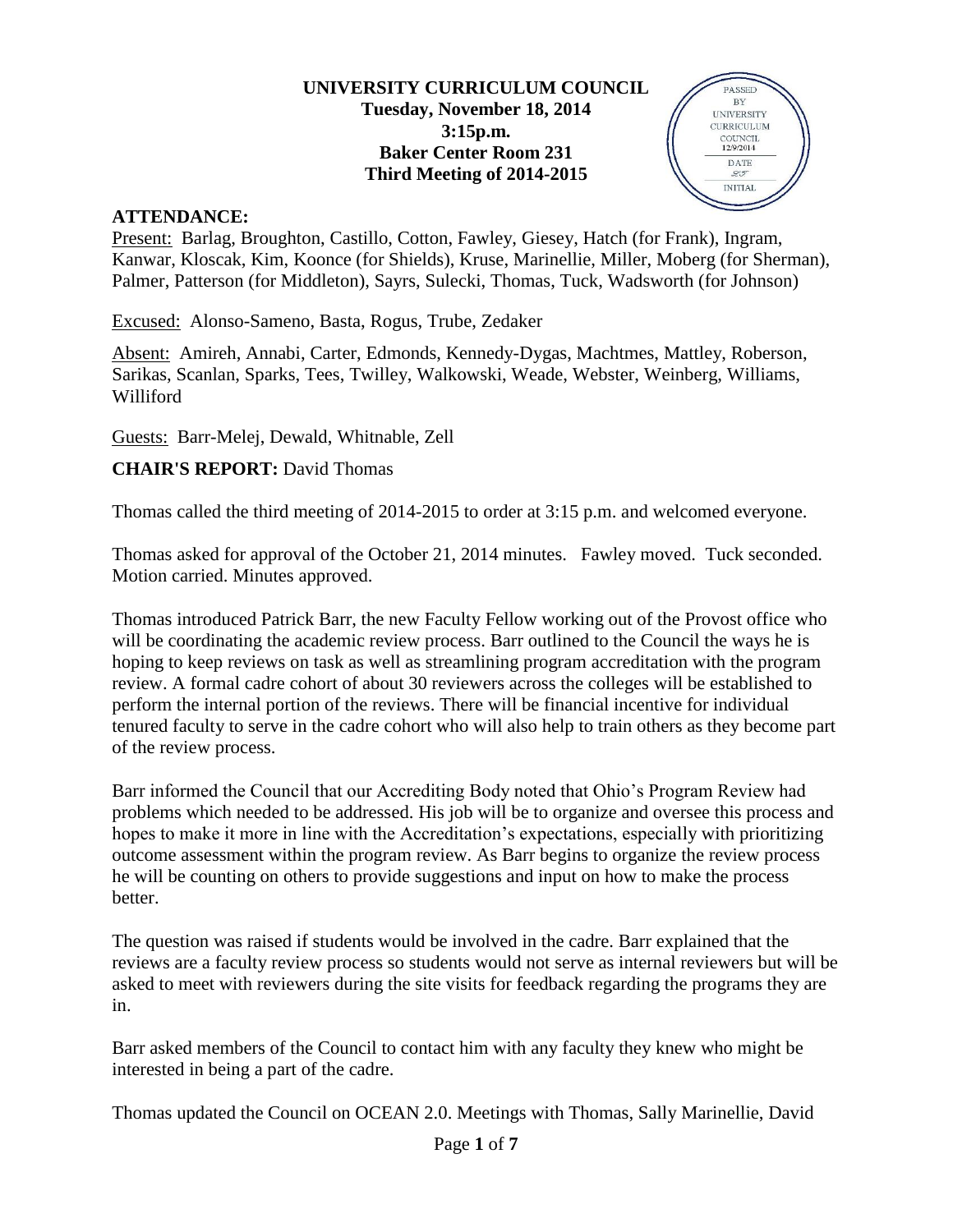# UNIVERSITY CURRICULUM COUNCIL

**Tuesday, November 18, 2014**
**3:15p.m.**
**Baker Center Room 231**
**Third Meeting of 2014-2015**

PASSED BY UNIVERSITY CURRICULUM COUNCIL 12/9/2014 DATE INITIAL

## ATTENDANCE:

Present: Barlag, Broughton, Castillo, Cotton, Fawley, Giesey, Hatch (for Frank), Ingram, Kanwar, Kloscak, Kim, Koonce (for Shields), Kruse, Marinellie, Miller, Moberg (for Sherman), Palmer, Patterson (for Middleton), Sayrs, Sulecki, Thomas, Tuck, Wadsworth (for Johnson)

Excused: Alonso-Sameno, Basta, Rogus, Trube, Zedaker

Absent: Amireh, Annabi, Carter, Edmonds, Kennedy-Dygas, Machtmes, Mattley, Roberson, Sarikas, Scanlan, Sparks, Tees, Twilley, Walkowski, Weade, Webster, Weinberg, Williams, Williford

Guests: Barr-Melej, Dewald, Whitnable, Zell

## CHAIR'S REPORT: David Thomas

Thomas called the third meeting of 2014-2015 to order at 3:15 p.m. and welcomed everyone.

Thomas asked for approval of the October 21, 2014 minutes. Fawley moved. Tuck seconded. Motion carried. Minutes approved.

Thomas introduced Patrick Barr, the new Faculty Fellow working out of the Provost office who will be coordinating the academic review process. Barr outlined to the Council the ways he is hoping to keep reviews on task as well as streamlining program accreditation with the program review. A formal cadre cohort of about 30 reviewers across the colleges will be established to perform the internal portion of the reviews. There will be financial incentive for individual tenured faculty to serve in the cadre cohort who will also help to train others as they become part of the review process.

Barr informed the Council that our Accrediting Body noted that Ohio's Program Review had problems which needed to be addressed. His job will be to organize and oversee this process and hopes to make it more in line with the Accreditation's expectations, especially with prioritizing outcome assessment within the program review. As Barr begins to organize the review process he will be counting on others to provide suggestions and input on how to make the process better.

The question was raised if students would be involved in the cadre. Barr explained that the reviews are a faculty review process so students would not serve as internal reviewers but will be asked to meet with reviewers during the site visits for feedback regarding the programs they are in.

Barr asked members of the Council to contact him with any faculty they knew who might be interested in being a part of the cadre.

Thomas updated the Council on OCEAN 2.0. Meetings with Thomas, Sally Marinellie, David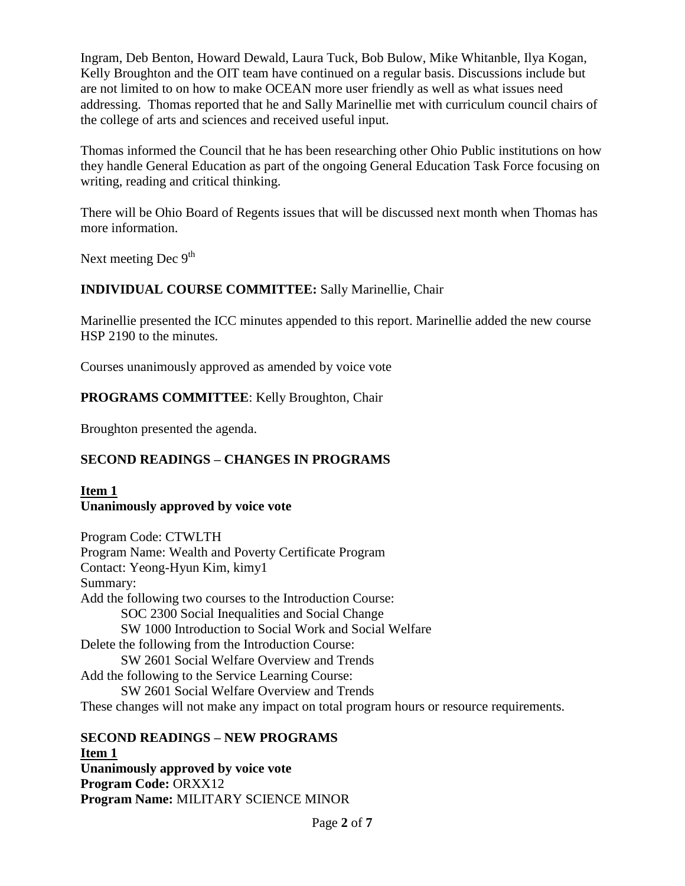Ingram, Deb Benton, Howard Dewald, Laura Tuck, Bob Bulow, Mike Whitanble, Ilya Kogan, Kelly Broughton and the OIT team have continued on a regular basis. Discussions include but are not limited to on how to make OCEAN more user friendly as well as what issues need addressing. Thomas reported that he and Sally Marinellie met with curriculum council chairs of the college of arts and sciences and received useful input.

Thomas informed the Council that he has been researching other Ohio Public institutions on how they handle General Education as part of the ongoing General Education Task Force focusing on writing, reading and critical thinking.

There will be Ohio Board of Regents issues that will be discussed next month when Thomas has more information.

Next meeting Dec 9th

**INDIVIDUAL COURSE COMMITTEE:** Sally Marinellie, Chair

Marinellie presented the ICC minutes appended to this report. Marinellie added the new course HSP 2190 to the minutes.

Courses unanimously approved as amended by voice vote

**PROGRAMS COMMITTEE**: Kelly Broughton, Chair

Broughton presented the agenda.

## SECOND READINGS – CHANGES IN PROGRAMS

**Item 1**
**Unanimously approved by voice vote**

Program Code: CTWLTH
Program Name: Wealth and Poverty Certificate Program
Contact: Yeong-Hyun Kim, kimy1
Summary:
Add the following two courses to the Introduction Course:
    SOC 2300 Social Inequalities and Social Change
    SW 1000 Introduction to Social Work and Social Welfare
Delete the following from the Introduction Course:
    SW 2601 Social Welfare Overview and Trends
Add the following to the Service Learning Course:
    SW 2601 Social Welfare Overview and Trends
These changes will not make any impact on total program hours or resource requirements.

## SECOND READINGS – NEW PROGRAMS

**Item 1**
**Unanimously approved by voice vote**
**Program Code:** ORXX12
**Program Name:** MILITARY SCIENCE MINOR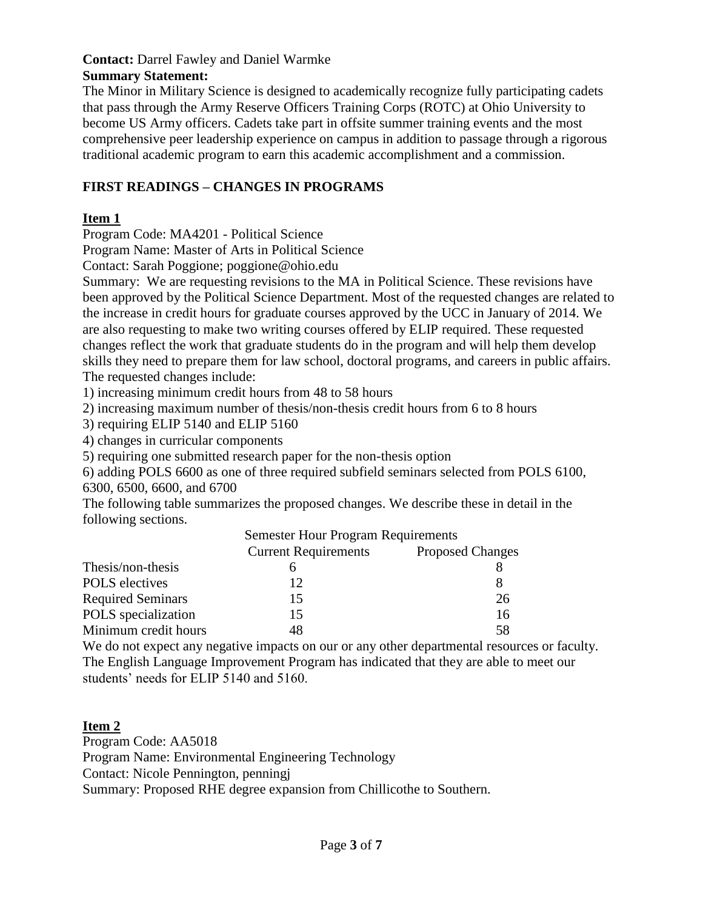**Contact:** Darrel Fawley and Daniel Warmke

**Summary Statement:**

The Minor in Military Science is designed to academically recognize fully participating cadets that pass through the Army Reserve Officers Training Corps (ROTC) at Ohio University to become US Army officers. Cadets take part in offsite summer training events and the most comprehensive peer leadership experience on campus in addition to passage through a rigorous traditional academic program to earn this academic accomplishment and a commission.

## FIRST READINGS – CHANGES IN PROGRAMS

### Item 1

Program Code: MA4201 - Political Science

Program Name: Master of Arts in Political Science

Contact: Sarah Poggione; poggione@ohio.edu

Summary: We are requesting revisions to the MA in Political Science. These revisions have been approved by the Political Science Department. Most of the requested changes are related to the increase in credit hours for graduate courses approved by the UCC in January of 2014. We are also requesting to make two writing courses offered by ELIP required. These requested changes reflect the work that graduate students do in the program and will help them develop skills they need to prepare them for law school, doctoral programs, and careers in public affairs. The requested changes include:

1) increasing minimum credit hours from 48 to 58 hours
2) increasing maximum number of thesis/non-thesis credit hours from 6 to 8 hours
3) requiring ELIP 5140 and ELIP 5160
4) changes in curricular components
5) requiring one submitted research paper for the non-thesis option
6) adding POLS 6600 as one of three required subfield seminars selected from POLS 6100, 6300, 6500, 6600, and 6700

The following table summarizes the proposed changes. We describe these in detail in the following sections.

| | Semester Hour Program Requirements | |
|---|---|---|
| | Current Requirements | Proposed Changes |
| Thesis/non-thesis | 6 | 8 |
| POLS electives | 12 | 8 |
| Required Seminars | 15 | 26 |
| POLS specialization | 15 | 16 |
| Minimum credit hours | 48 | 58 |

We do not expect any negative impacts on our or any other departmental resources or faculty. The English Language Improvement Program has indicated that they are able to meet our students' needs for ELIP 5140 and 5160.

### Item 2

Program Code: AA5018

Program Name: Environmental Engineering Technology

Contact: Nicole Pennington, penningj

Summary: Proposed RHE degree expansion from Chillicothe to Southern.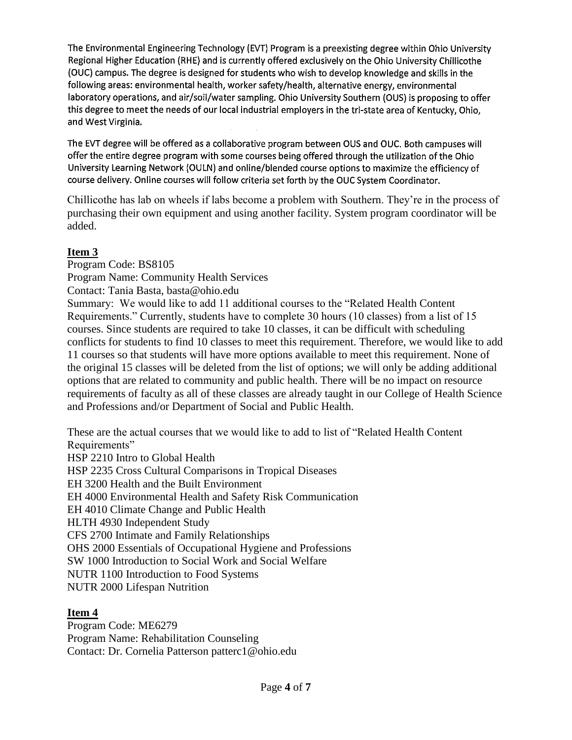The Environmental Engineering Technology (EVT) Program is a preexisting degree within Ohio University Regional Higher Education (RHE) and is currently offered exclusively on the Ohio University Chillicothe (OUC) campus. The degree is designed for students who wish to develop knowledge and skills in the following areas: environmental health, worker safety/health, alternative energy, environmental laboratory operations, and air/soil/water sampling. Ohio University Southern (OUS) is proposing to offer this degree to meet the needs of our local industrial employers in the tri-state area of Kentucky, Ohio, and West Virginia.

The EVT degree will be offered as a collaborative program between OUS and OUC. Both campuses will offer the entire degree program with some courses being offered through the utilization of the Ohio University Learning Network (OULN) and online/blended course options to maximize the efficiency of course delivery. Online courses will follow criteria set forth by the OUC System Coordinator.

Chillicothe has lab on wheels if labs become a problem with Southern. They're in the process of purchasing their own equipment and using another facility. System program coordinator will be added.

**Item 3**

Program Code: BS8105
Program Name: Community Health Services
Contact: Tania Basta, basta@ohio.edu
Summary: We would like to add 11 additional courses to the "Related Health Content Requirements." Currently, students have to complete 30 hours (10 classes) from a list of 15 courses. Since students are required to take 10 classes, it can be difficult with scheduling conflicts for students to find 10 classes to meet this requirement. Therefore, we would like to add 11 courses so that students will have more options available to meet this requirement. None of the original 15 classes will be deleted from the list of options; we will only be adding additional options that are related to community and public health. There will be no impact on resource requirements of faculty as all of these classes are already taught in our College of Health Science and Professions and/or Department of Social and Public Health.

These are the actual courses that we would like to add to list of "Related Health Content Requirements"
HSP 2210 Intro to Global Health
HSP 2235 Cross Cultural Comparisons in Tropical Diseases
EH 3200 Health and the Built Environment
EH 4000 Environmental Health and Safety Risk Communication
EH 4010 Climate Change and Public Health
HLTH 4930 Independent Study
CFS 2700 Intimate and Family Relationships
OHS 2000 Essentials of Occupational Hygiene and Professions
SW 1000 Introduction to Social Work and Social Welfare
NUTR 1100 Introduction to Food Systems
NUTR 2000 Lifespan Nutrition

**Item 4**

Program Code: ME6279
Program Name: Rehabilitation Counseling
Contact: Dr. Cornelia Patterson patterc1@ohio.edu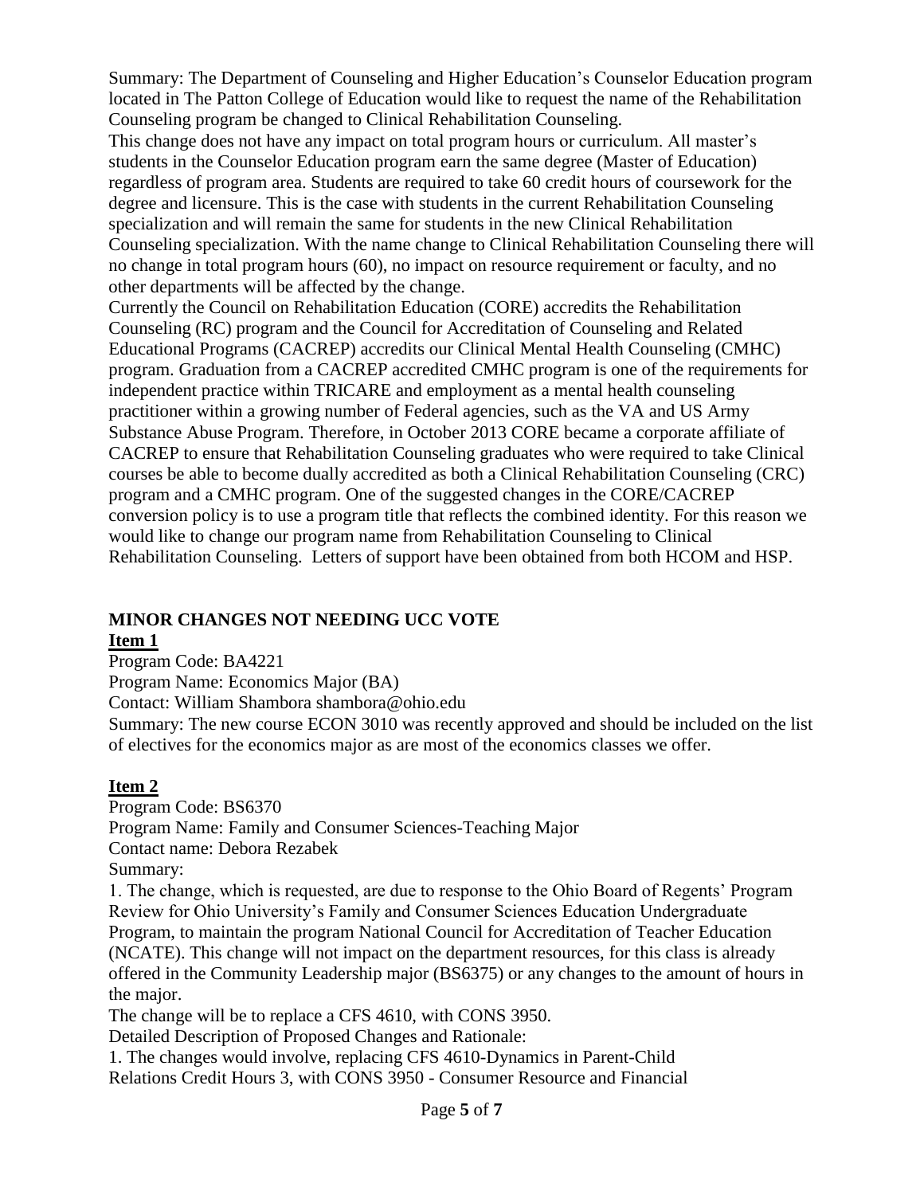Summary: The Department of Counseling and Higher Education's Counselor Education program located in The Patton College of Education would like to request the name of the Rehabilitation Counseling program be changed to Clinical Rehabilitation Counseling.

This change does not have any impact on total program hours or curriculum. All master's students in the Counselor Education program earn the same degree (Master of Education) regardless of program area. Students are required to take 60 credit hours of coursework for the degree and licensure. This is the case with students in the current Rehabilitation Counseling specialization and will remain the same for students in the new Clinical Rehabilitation Counseling specialization. With the name change to Clinical Rehabilitation Counseling there will no change in total program hours (60), no impact on resource requirement or faculty, and no other departments will be affected by the change.

Currently the Council on Rehabilitation Education (CORE) accredits the Rehabilitation Counseling (RC) program and the Council for Accreditation of Counseling and Related Educational Programs (CACREP) accredits our Clinical Mental Health Counseling (CMHC) program. Graduation from a CACREP accredited CMHC program is one of the requirements for independent practice within TRICARE and employment as a mental health counseling practitioner within a growing number of Federal agencies, such as the VA and US Army Substance Abuse Program. Therefore, in October 2013 CORE became a corporate affiliate of CACREP to ensure that Rehabilitation Counseling graduates who were required to take Clinical courses be able to become dually accredited as both a Clinical Rehabilitation Counseling (CRC) program and a CMHC program. One of the suggested changes in the CORE/CACREP conversion policy is to use a program title that reflects the combined identity. For this reason we would like to change our program name from Rehabilitation Counseling to Clinical Rehabilitation Counseling. Letters of support have been obtained from both HCOM and HSP.

## MINOR CHANGES NOT NEEDING UCC VOTE

### Item 1

Program Code: BA4221
Program Name: Economics Major (BA)
Contact: William Shambora shambora@ohio.edu
Summary: The new course ECON 3010 was recently approved and should be included on the list of electives for the economics major as are most of the economics classes we offer.

### Item 2

Program Code: BS6370
Program Name: Family and Consumer Sciences-Teaching Major
Contact name: Debora Rezabek
Summary:

1. The change, which is requested, are due to response to the Ohio Board of Regents' Program Review for Ohio University's Family and Consumer Sciences Education Undergraduate Program, to maintain the program National Council for Accreditation of Teacher Education (NCATE). This change will not impact on the department resources, for this class is already offered in the Community Leadership major (BS6375) or any changes to the amount of hours in the major.

The change will be to replace a CFS 4610, with CONS 3950.

Detailed Description of Proposed Changes and Rationale:

1. The changes would involve, replacing CFS 4610-Dynamics in Parent-Child Relations Credit Hours 3, with CONS 3950 - Consumer Resource and Financial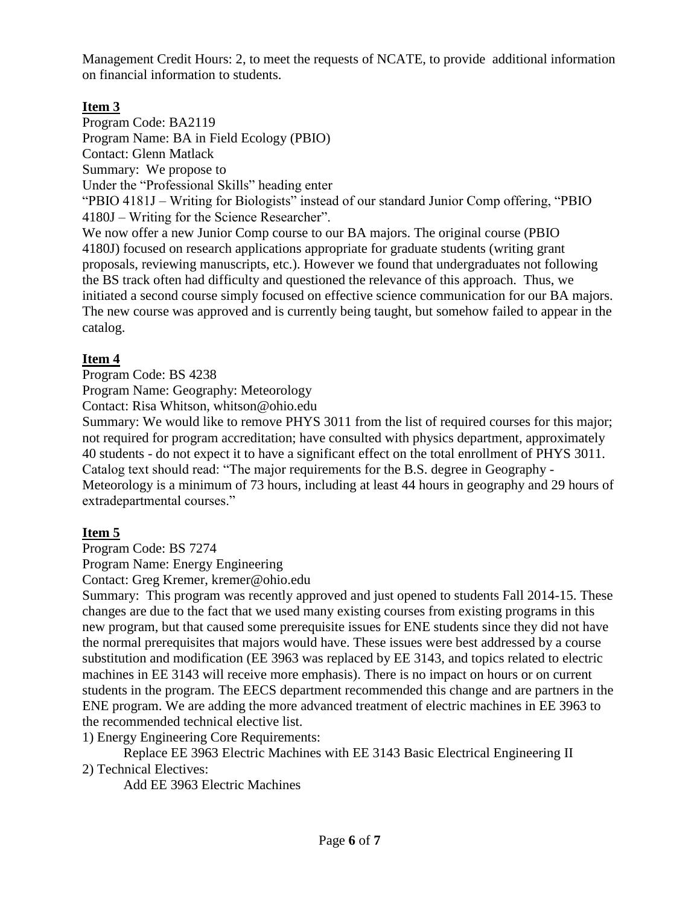Management Credit Hours: 2, to meet the requests of NCATE, to provide additional information on financial information to students.

## Item 3

Program Code: BA2119
Program Name: BA in Field Ecology (PBIO)
Contact: Glenn Matlack
Summary: We propose to
Under the "Professional Skills" heading enter
"PBIO 4181J – Writing for Biologists" instead of our standard Junior Comp offering, "PBIO 4180J – Writing for the Science Researcher".
We now offer a new Junior Comp course to our BA majors. The original course (PBIO 4180J) focused on research applications appropriate for graduate students (writing grant proposals, reviewing manuscripts, etc.). However we found that undergraduates not following the BS track often had difficulty and questioned the relevance of this approach. Thus, we initiated a second course simply focused on effective science communication for our BA majors. The new course was approved and is currently being taught, but somehow failed to appear in the catalog.

## Item 4

Program Code: BS 4238
Program Name: Geography: Meteorology
Contact: Risa Whitson, whitson@ohio.edu
Summary: We would like to remove PHYS 3011 from the list of required courses for this major; not required for program accreditation; have consulted with physics department, approximately 40 students - do not expect it to have a significant effect on the total enrollment of PHYS 3011. Catalog text should read: "The major requirements for the B.S. degree in Geography - Meteorology is a minimum of 73 hours, including at least 44 hours in geography and 29 hours of extradepartmental courses."

## Item 5

Program Code: BS 7274
Program Name: Energy Engineering
Contact: Greg Kremer, kremer@ohio.edu
Summary: This program was recently approved and just opened to students Fall 2014-15. These changes are due to the fact that we used many existing courses from existing programs in this new program, but that caused some prerequisite issues for ENE students since they did not have the normal prerequisites that majors would have. These issues were best addressed by a course substitution and modification (EE 3963 was replaced by EE 3143, and topics related to electric machines in EE 3143 will receive more emphasis). There is no impact on hours or on current students in the program. The EECS department recommended this change and are partners in the ENE program. We are adding the more advanced treatment of electric machines in EE 3963 to the recommended technical elective list.

1) Energy Engineering Core Requirements:
   Replace EE 3963 Electric Machines with EE 3143 Basic Electrical Engineering II
2) Technical Electives:
   Add EE 3963 Electric Machines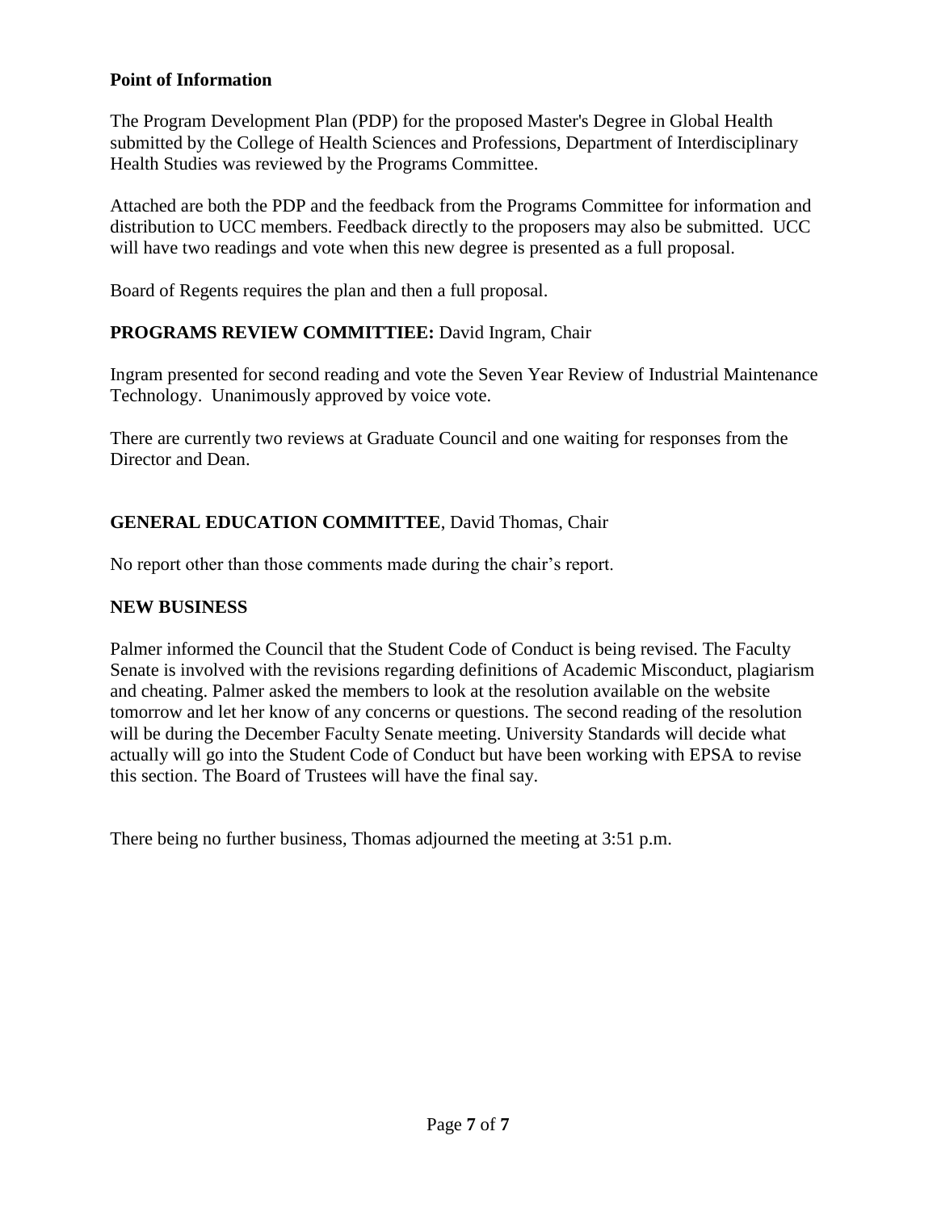**Point of Information**

The Program Development Plan (PDP) for the proposed Master's Degree in Global Health submitted by the College of Health Sciences and Professions, Department of Interdisciplinary Health Studies was reviewed by the Programs Committee.

Attached are both the PDP and the feedback from the Programs Committee for information and distribution to UCC members. Feedback directly to the proposers may also be submitted. UCC will have two readings and vote when this new degree is presented as a full proposal.

Board of Regents requires the plan and then a full proposal.

**PROGRAMS REVIEW COMMITTIEE:** David Ingram, Chair

Ingram presented for second reading and vote the Seven Year Review of Industrial Maintenance Technology. Unanimously approved by voice vote.

There are currently two reviews at Graduate Council and one waiting for responses from the Director and Dean.

**GENERAL EDUCATION COMMITTEE**, David Thomas, Chair

No report other than those comments made during the chair's report.

**NEW BUSINESS**

Palmer informed the Council that the Student Code of Conduct is being revised. The Faculty Senate is involved with the revisions regarding definitions of Academic Misconduct, plagiarism and cheating. Palmer asked the members to look at the resolution available on the website tomorrow and let her know of any concerns or questions. The second reading of the resolution will be during the December Faculty Senate meeting. University Standards will decide what actually will go into the Student Code of Conduct but have been working with EPSA to revise this section. The Board of Trustees will have the final say.

There being no further business, Thomas adjourned the meeting at 3:51 p.m.